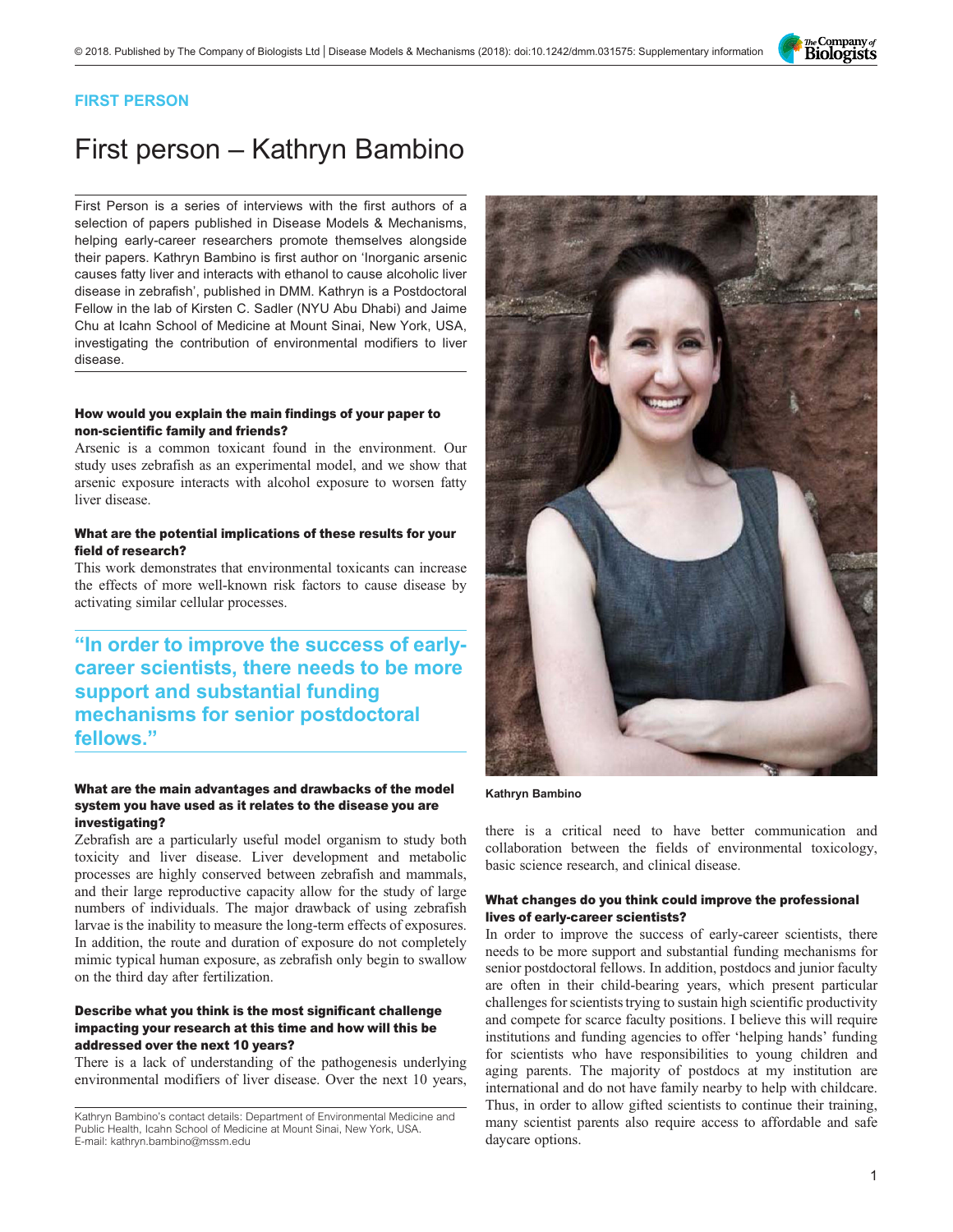FIRST PERSON

# First person – Kathryn Bambino

First Person is a series of interviews with the first authors of a selection of papers published in Disease Models & Mechanisms, helping early-career researchers promote themselves alongside their papers. Kathryn Bambino is first author on 'Inorganic arsenic causes fatty liver and interacts with ethanol to cause alcoholic liver disease in zebrafish', published in DMM. Kathryn is a Postdoctoral Fellow in the lab of Kirsten C. Sadler (NYU Abu Dhabi) and Jaime Chu at Icahn School of Medicine at Mount Sinai, New York, USA, investigating the contribution of environmental modifiers to liver disease.

**How would you explain the main findings of your paper to non-scientific family and friends?**

Arsenic is a common toxicant found in the environment. Our study uses zebrafish as an experimental model, and we show that arsenic exposure interacts with alcohol exposure to worsen fatty liver disease.

**What are the potential implications of these results for your field of research?**

This work demonstrates that environmental toxicants can increase the effects of more well-known risk factors to cause disease by activating similar cellular processes.

> **"In order to improve the success of early-career scientists, there needs to be more support and substantial funding mechanisms for senior postdoctoral fellows."**

Kathryn Bambino

**What are the main advantages and drawbacks of the model system you have used as it relates to the disease you are investigating?**

Zebrafish are a particularly useful model organism to study both toxicity and liver disease. Liver development and metabolic processes are highly conserved between zebrafish and mammals, and their large reproductive capacity allow for the study of large numbers of individuals. The major drawback of using zebrafish larvae is the inability to measure the long-term effects of exposures. In addition, the route and duration of exposure do not completely mimic typical human exposure, as zebrafish only begin to swallow on the third day after fertilization.

**Describe what you think is the most significant challenge impacting your research at this time and how will this be addressed over the next 10 years?**

There is a lack of understanding of the pathogenesis underlying environmental modifiers of liver disease. Over the next 10 years, there is a critical need to have better communication and collaboration between the fields of environmental toxicology, basic science research, and clinical disease.

**What changes do you think could improve the professional lives of early-career scientists?**

In order to improve the success of early-career scientists, there needs to be more support and substantial funding mechanisms for senior postdoctoral fellows. In addition, postdocs and junior faculty are often in their child-bearing years, which present particular challenges for scientists trying to sustain high scientific productivity and compete for scarce faculty positions. I believe this will require institutions and funding agencies to offer 'helping hands' funding for scientists who have responsibilities to young children and aging parents. The majority of postdocs at my institution are international and do not have family nearby to help with childcare. Thus, in order to allow gifted scientists to continue their training, many scientist parents also require access to affordable and safe daycare options.

Kathryn Bambino's contact details: Department of Environmental Medicine and Public Health, Icahn School of Medicine at Mount Sinai, New York, USA.
E-mail: kathryn.bambino@mssm.edu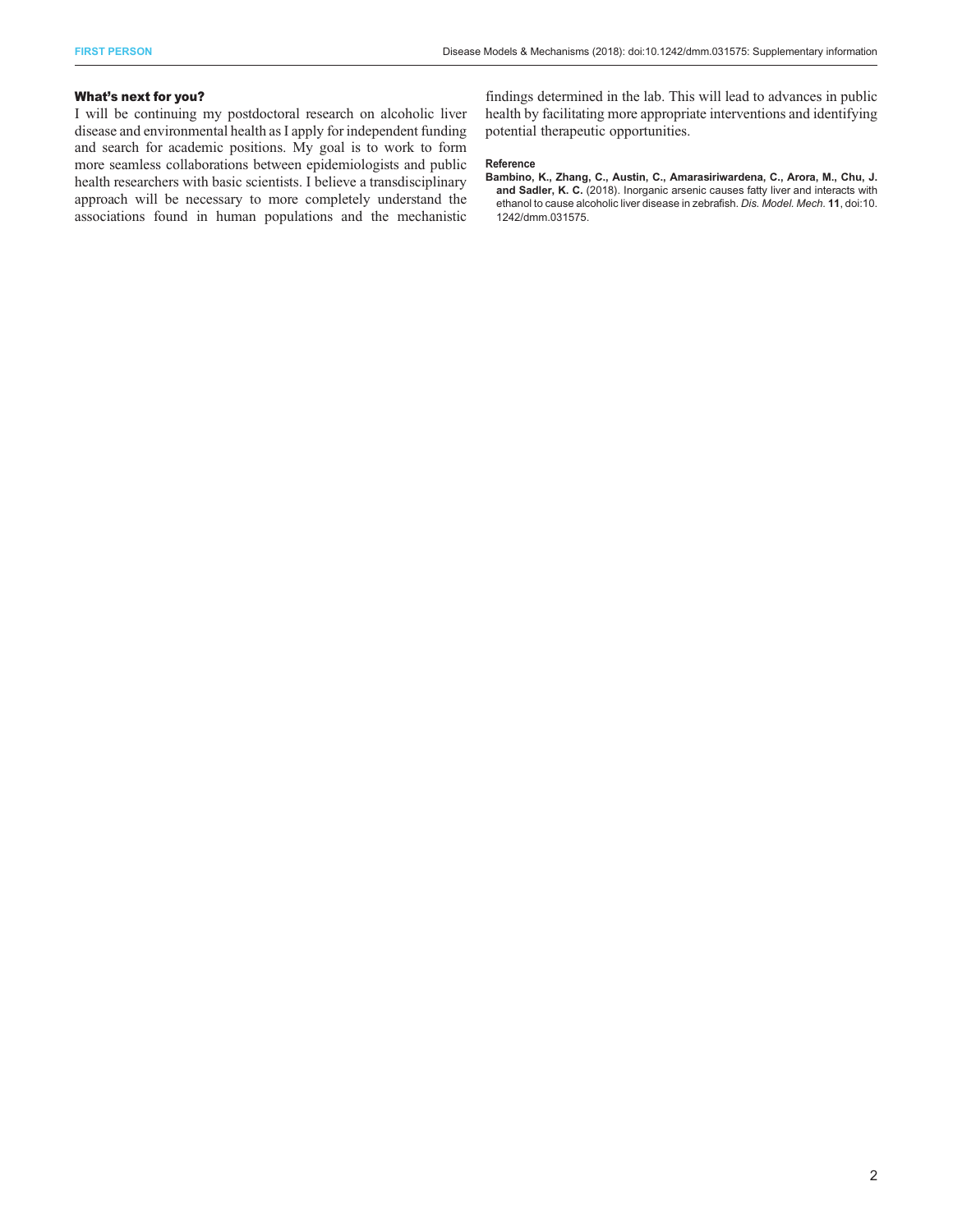### What's next for you?

I will be continuing my postdoctoral research on alcoholic liver disease and environmental health as I apply for independent funding and search for academic positions. My goal is to work to form more seamless collaborations between epidemiologists and public health researchers with basic scientists. I believe a transdisciplinary approach will be necessary to more completely understand the associations found in human populations and the mechanistic findings determined in the lab. This will lead to advances in public health by facilitating more appropriate interventions and identifying potential therapeutic opportunities.

#### Reference

**Bambino, K., Zhang, C., Austin, C., Amarasiriwardena, C., Arora, M., Chu, J. and Sadler, K. C.** (2018). Inorganic arsenic causes fatty liver and interacts with ethanol to cause alcoholic liver disease in zebrafish. *Dis. Model. Mech.* **11**, doi:10.1242/dmm.031575.